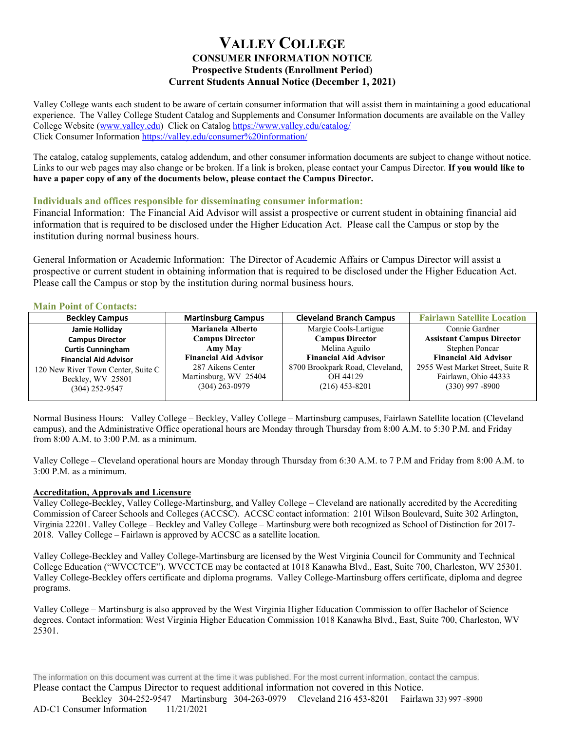# VALLEY COLLEGE

## CONSUMER INFORMATION NOTICE

### Prospective Students (Enrollment Period)

### Current Students Annual Notice (December 1, 2021)

Valley College wants each student to be aware of certain consumer information that will assist them in maintaining a good educational experience. The Valley College Student Catalog and Supplements and Consumer Information documents are available on the Valley College Website (www.valley.edu) Click on Catalog https://www.valley.edu/catalog/
Click Consumer Information https://valley.edu/consumer%20information/

The catalog, catalog supplements, catalog addendum, and other consumer information documents are subject to change without notice. Links to our web pages may also change or be broken. If a link is broken, please contact your Campus Director. **If you would like to have a paper copy of any of the documents below, please contact the Campus Director.**

### Individuals and offices responsible for disseminating consumer information:

Financial Information: The Financial Aid Advisor will assist a prospective or current student in obtaining financial aid information that is required to be disclosed under the Higher Education Act. Please call the Campus or stop by the institution during normal business hours.

General Information or Academic Information: The Director of Academic Affairs or Campus Director will assist a prospective or current student in obtaining information that is required to be disclosed under the Higher Education Act. Please call the Campus or stop by the institution during normal business hours.

### Main Point of Contacts:

| Beckley Campus | Martinsburg Campus | Cleveland Branch Campus | Fairlawn Satellite Location |
|---|---|---|---|
| **Jamie Holliday**<br>**Campus Director**<br>**Curtis Cunningham**<br>**Financial Aid Advisor**<br>120 New River Town Center, Suite C<br>Beckley, WV 25801<br>(304) 252-9547 | **Marianela Alberto**<br>**Campus Director**<br>**Amy May**<br>**Financial Aid Advisor**<br>287 Aikens Center<br>Martinsburg, WV 25404<br>(304) 263-0979 | Margie Cools-Lartigue<br>**Campus Director**<br>Melina Aguilo<br>**Financial Aid Advisor**<br>8700 Brookpark Road, Cleveland, OH 44129<br>(216) 453-8201 | Connie Gardner<br>**Assistant Campus Director**<br>Stephen Poncar<br>**Financial Aid Advisor**<br>2955 West Market Street, Suite R<br>Fairlawn, Ohio 44333<br>(330) 997 -8900 |

Normal Business Hours: Valley College – Beckley, Valley College – Martinsburg campuses, Fairlawn Satellite location (Cleveland campus), and the Administrative Office operational hours are Monday through Thursday from 8:00 A.M. to 5:30 P.M. and Friday from 8:00 A.M. to 3:00 P.M. as a minimum.

Valley College – Cleveland operational hours are Monday through Thursday from 6:30 A.M. to 7 P.M and Friday from 8:00 A.M. to 3:00 P.M. as a minimum.

**Accreditation, Approvals and Licensure**

Valley College-Beckley, Valley College-Martinsburg, and Valley College – Cleveland are nationally accredited by the Accrediting Commission of Career Schools and Colleges (ACCSC). ACCSC contact information: 2101 Wilson Boulevard, Suite 302 Arlington, Virginia 22201. Valley College – Beckley and Valley College – Martinsburg were both recognized as School of Distinction for 2017-2018. Valley College – Fairlawn is approved by ACCSC as a satellite location.

Valley College-Beckley and Valley College-Martinsburg are licensed by the West Virginia Council for Community and Technical College Education ("WVCCTCE"). WVCCTCE may be contacted at 1018 Kanawha Blvd., East, Suite 700, Charleston, WV 25301. Valley College-Beckley offers certificate and diploma programs. Valley College-Martinsburg offers certificate, diploma and degree programs.

Valley College – Martinsburg is also approved by the West Virginia Higher Education Commission to offer Bachelor of Science degrees. Contact information: West Virginia Higher Education Commission 1018 Kanawha Blvd., East, Suite 700, Charleston, WV 25301.

The information on this document was current at the time it was published. For the most current information, contact the campus.
Please contact the Campus Director to request additional information not covered in this Notice.
Beckley 304-252-9547 Martinsburg 304-263-0979 Cleveland 216 453-8201 Fairlawn 33) 997 -8900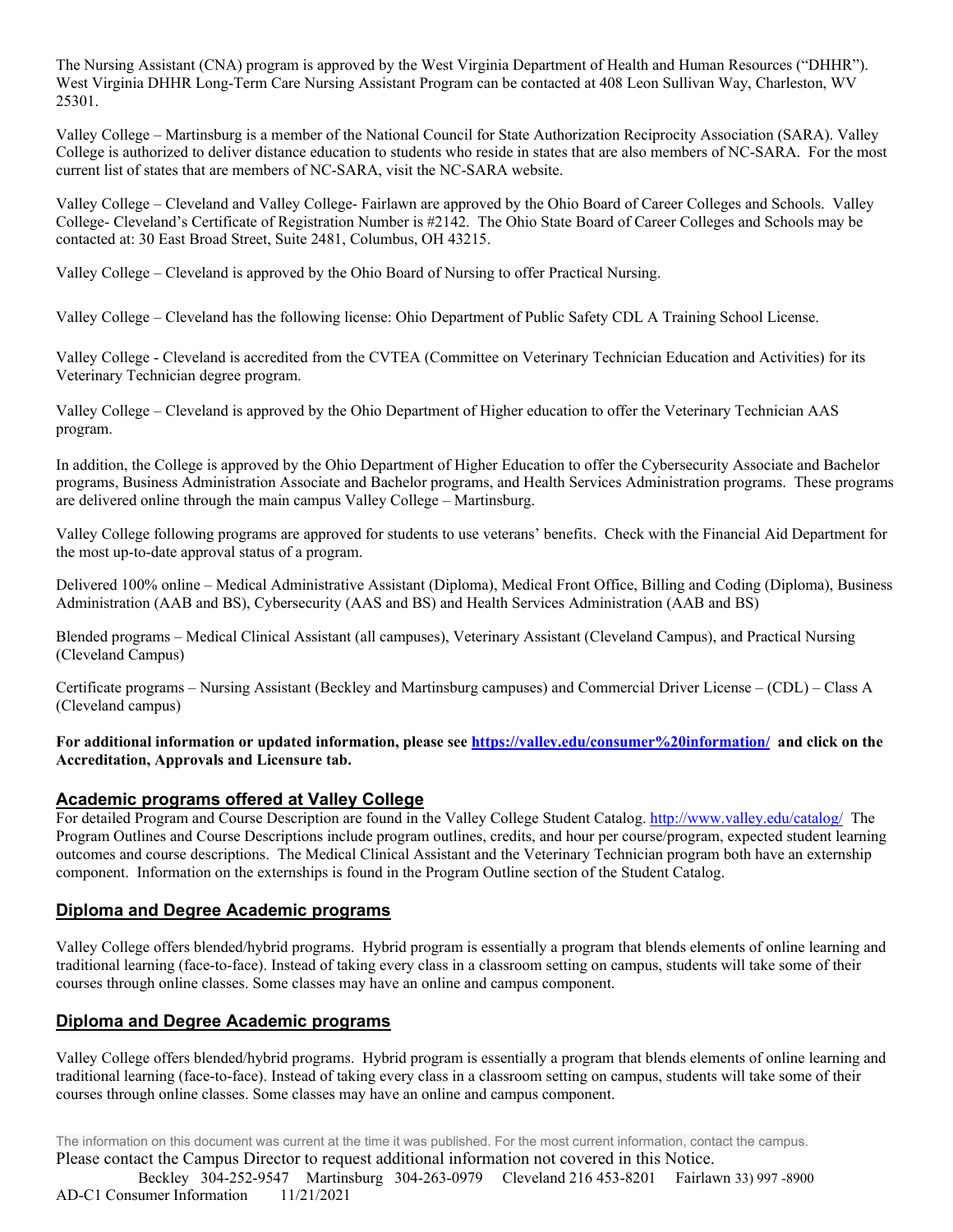The Nursing Assistant (CNA) program is approved by the West Virginia Department of Health and Human Resources ("DHHR"). West Virginia DHHR Long-Term Care Nursing Assistant Program can be contacted at 408 Leon Sullivan Way, Charleston, WV 25301.

Valley College – Martinsburg is a member of the National Council for State Authorization Reciprocity Association (SARA). Valley College is authorized to deliver distance education to students who reside in states that are also members of NC-SARA. For the most current list of states that are members of NC-SARA, visit the NC-SARA website.

Valley College – Cleveland and Valley College- Fairlawn are approved by the Ohio Board of Career Colleges and Schools. Valley College- Cleveland's Certificate of Registration Number is #2142. The Ohio State Board of Career Colleges and Schools may be contacted at: 30 East Broad Street, Suite 2481, Columbus, OH 43215.

Valley College – Cleveland is approved by the Ohio Board of Nursing to offer Practical Nursing.

Valley College – Cleveland has the following license: Ohio Department of Public Safety CDL A Training School License.

Valley College - Cleveland is accredited from the CVTEA (Committee on Veterinary Technician Education and Activities) for its Veterinary Technician degree program.

Valley College – Cleveland is approved by the Ohio Department of Higher education to offer the Veterinary Technician AAS program.

In addition, the College is approved by the Ohio Department of Higher Education to offer the Cybersecurity Associate and Bachelor programs, Business Administration Associate and Bachelor programs, and Health Services Administration programs. These programs are delivered online through the main campus Valley College – Martinsburg.

Valley College following programs are approved for students to use veterans' benefits. Check with the Financial Aid Department for the most up-to-date approval status of a program.

Delivered 100% online – Medical Administrative Assistant (Diploma), Medical Front Office, Billing and Coding (Diploma), Business Administration (AAB and BS), Cybersecurity (AAS and BS) and Health Services Administration (AAB and BS)

Blended programs – Medical Clinical Assistant (all campuses), Veterinary Assistant (Cleveland Campus), and Practical Nursing (Cleveland Campus)

Certificate programs – Nursing Assistant (Beckley and Martinsburg campuses) and Commercial Driver License – (CDL) – Class A (Cleveland campus)

**For additional information or updated information, please see https://valley.edu/consumer%20information/ and click on the Accreditation, Approvals and Licensure tab.**

## Academic programs offered at Valley College

For detailed Program and Course Description are found in the Valley College Student Catalog. http://www.valley.edu/catalog/ The Program Outlines and Course Descriptions include program outlines, credits, and hour per course/program, expected student learning outcomes and course descriptions. The Medical Clinical Assistant and the Veterinary Technician program both have an externship component. Information on the externships is found in the Program Outline section of the Student Catalog.

## Diploma and Degree Academic programs

Valley College offers blended/hybrid programs. Hybrid program is essentially a program that blends elements of online learning and traditional learning (face-to-face). Instead of taking every class in a classroom setting on campus, students will take some of their courses through online classes. Some classes may have an online and campus component.

## Diploma and Degree Academic programs

Valley College offers blended/hybrid programs. Hybrid program is essentially a program that blends elements of online learning and traditional learning (face-to-face). Instead of taking every class in a classroom setting on campus, students will take some of their courses through online classes. Some classes may have an online and campus component.

The information on this document was current at the time it was published. For the most current information, contact the campus.
Please contact the Campus Director to request additional information not covered in this Notice.
Beckley 304-252-9547 Martinsburg 304-263-0979 Cleveland 216 453-8201 Fairlawn 33) 997 -8900
AD-C1 Consumer Information 11/21/2021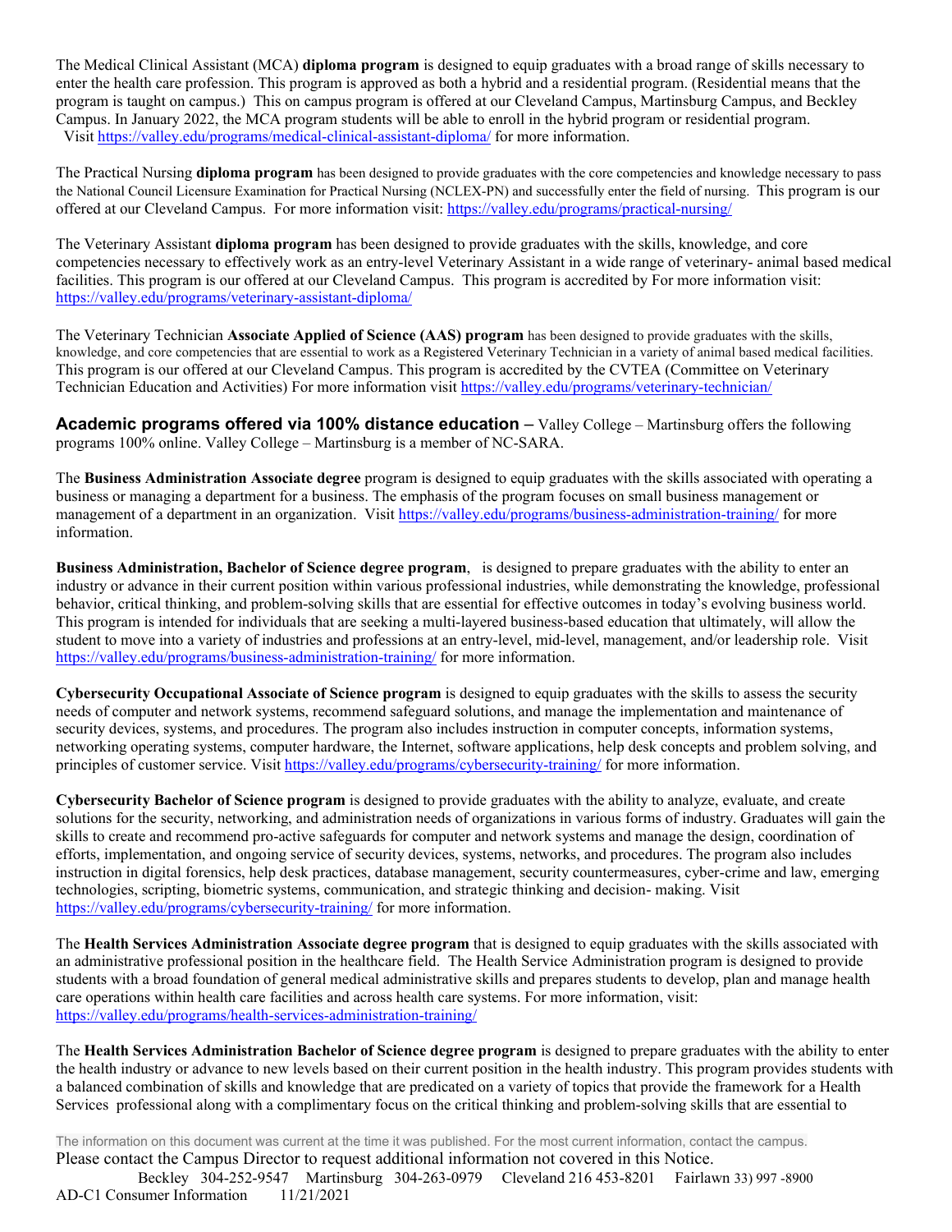The Medical Clinical Assistant (MCA) **diploma program** is designed to equip graduates with a broad range of skills necessary to enter the health care profession. This program is approved as both a hybrid and a residential program. (Residential means that the program is taught on campus.) This on campus program is offered at our Cleveland Campus, Martinsburg Campus, and Beckley Campus. In January 2022, the MCA program students will be able to enroll in the hybrid program or residential program. Visit https://valley.edu/programs/medical-clinical-assistant-diploma/ for more information.

The Practical Nursing **diploma program** has been designed to provide graduates with the core competencies and knowledge necessary to pass the National Council Licensure Examination for Practical Nursing (NCLEX-PN) and successfully enter the field of nursing. This program is our offered at our Cleveland Campus. For more information visit: https://valley.edu/programs/practical-nursing/

The Veterinary Assistant **diploma program** has been designed to provide graduates with the skills, knowledge, and core competencies necessary to effectively work as an entry-level Veterinary Assistant in a wide range of veterinary- animal based medical facilities. This program is our offered at our Cleveland Campus. This program is accredited by For more information visit: https://valley.edu/programs/veterinary-assistant-diploma/

The Veterinary Technician **Associate Applied of Science (AAS) program** has been designed to provide graduates with the skills, knowledge, and core competencies that are essential to work as a Registered Veterinary Technician in a variety of animal based medical facilities. This program is our offered at our Cleveland Campus. This program is accredited by the CVTEA (Committee on Veterinary Technician Education and Activities) For more information visit https://valley.edu/programs/veterinary-technician/

**Academic programs offered via 100% distance education –** Valley College – Martinsburg offers the following programs 100% online. Valley College – Martinsburg is a member of NC-SARA.

The **Business Administration Associate degree** program is designed to equip graduates with the skills associated with operating a business or managing a department for a business. The emphasis of the program focuses on small business management or management of a department in an organization. Visit https://valley.edu/programs/business-administration-training/ for more information.

**Business Administration, Bachelor of Science degree program**, is designed to prepare graduates with the ability to enter an industry or advance in their current position within various professional industries, while demonstrating the knowledge, professional behavior, critical thinking, and problem-solving skills that are essential for effective outcomes in today's evolving business world. This program is intended for individuals that are seeking a multi-layered business-based education that ultimately, will allow the student to move into a variety of industries and professions at an entry-level, mid-level, management, and/or leadership role. Visit https://valley.edu/programs/business-administration-training/ for more information.

**Cybersecurity Occupational Associate of Science program** is designed to equip graduates with the skills to assess the security needs of computer and network systems, recommend safeguard solutions, and manage the implementation and maintenance of security devices, systems, and procedures. The program also includes instruction in computer concepts, information systems, networking operating systems, computer hardware, the Internet, software applications, help desk concepts and problem solving, and principles of customer service. Visit https://valley.edu/programs/cybersecurity-training/ for more information.

**Cybersecurity Bachelor of Science program** is designed to provide graduates with the ability to analyze, evaluate, and create solutions for the security, networking, and administration needs of organizations in various forms of industry. Graduates will gain the skills to create and recommend pro-active safeguards for computer and network systems and manage the design, coordination of efforts, implementation, and ongoing service of security devices, systems, networks, and procedures. The program also includes instruction in digital forensics, help desk practices, database management, security countermeasures, cyber-crime and law, emerging technologies, scripting, biometric systems, communication, and strategic thinking and decision- making. Visit https://valley.edu/programs/cybersecurity-training/ for more information.

The **Health Services Administration Associate degree program** that is designed to equip graduates with the skills associated with an administrative professional position in the healthcare field. The Health Service Administration program is designed to provide students with a broad foundation of general medical administrative skills and prepares students to develop, plan and manage health care operations within health care facilities and across health care systems. For more information, visit: https://valley.edu/programs/health-services-administration-training/

The **Health Services Administration Bachelor of Science degree program** is designed to prepare graduates with the ability to enter the health industry or advance to new levels based on their current position in the health industry. This program provides students with a balanced combination of skills and knowledge that are predicated on a variety of topics that provide the framework for a Health Services professional along with a complimentary focus on the critical thinking and problem-solving skills that are essential to

The information on this document was current at the time it was published. For the most current information, contact the campus.
Please contact the Campus Director to request additional information not covered in this Notice.
Beckley 304-252-9547 Martinsburg 304-263-0979 Cleveland 216 453-8201 Fairlawn 33) 997 -8900
AD-C1 Consumer Information 11/21/2021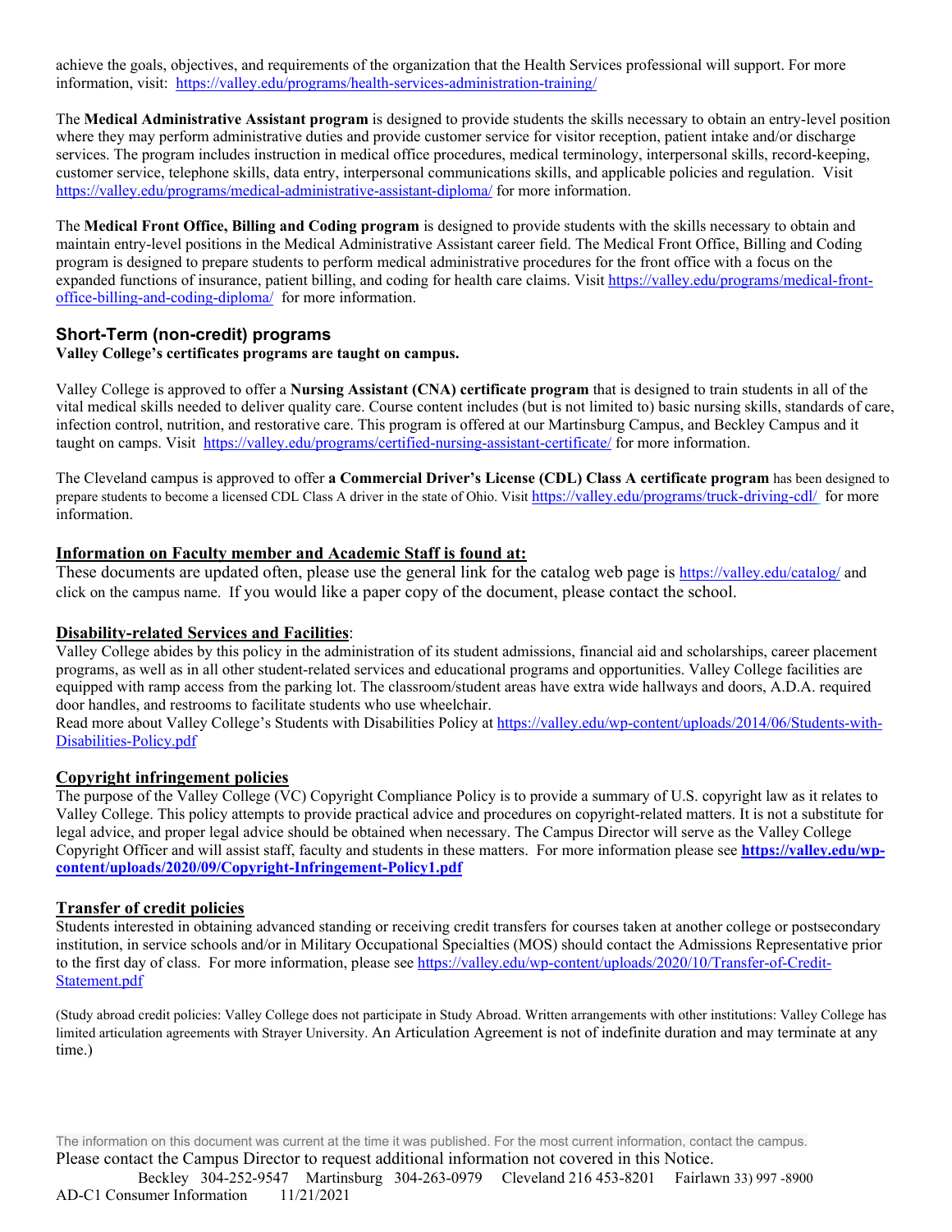achieve the goals, objectives, and requirements of the organization that the Health Services professional will support. For more information, visit: https://valley.edu/programs/health-services-administration-training/

The **Medical Administrative Assistant program** is designed to provide students the skills necessary to obtain an entry-level position where they may perform administrative duties and provide customer service for visitor reception, patient intake and/or discharge services. The program includes instruction in medical office procedures, medical terminology, interpersonal skills, record-keeping, customer service, telephone skills, data entry, interpersonal communications skills, and applicable policies and regulation. Visit https://valley.edu/programs/medical-administrative-assistant-diploma/ for more information.

The **Medical Front Office, Billing and Coding program** is designed to provide students with the skills necessary to obtain and maintain entry-level positions in the Medical Administrative Assistant career field. The Medical Front Office, Billing and Coding program is designed to prepare students to perform medical administrative procedures for the front office with a focus on the expanded functions of insurance, patient billing, and coding for health care claims. Visit https://valley.edu/programs/medical-front-office-billing-and-coding-diploma/ for more information.

## Short-Term (non-credit) programs

**Valley College's certificates programs are taught on campus.**

Valley College is approved to offer a **Nursing Assistant (CNA) certificate program** that is designed to train students in all of the vital medical skills needed to deliver quality care. Course content includes (but is not limited to) basic nursing skills, standards of care, infection control, nutrition, and restorative care. This program is offered at our Martinsburg Campus, and Beckley Campus and it taught on camps. Visit https://valley.edu/programs/certified-nursing-assistant-certificate/ for more information.

The Cleveland campus is approved to offer **a Commercial Driver's License (CDL) Class A certificate program** has been designed to prepare students to become a licensed CDL Class A driver in the state of Ohio. Visit https://valley.edu/programs/truck-driving-cdl/ for more information.

### Information on Faculty member and Academic Staff is found at:

These documents are updated often, please use the general link for the catalog web page is https://valley.edu/catalog/ and click on the campus name. If you would like a paper copy of the document, please contact the school.

### Disability-related Services and Facilities:

Valley College abides by this policy in the administration of its student admissions, financial aid and scholarships, career placement programs, as well as in all other student-related services and educational programs and opportunities. Valley College facilities are equipped with ramp access from the parking lot. The classroom/student areas have extra wide hallways and doors, A.D.A. required door handles, and restrooms to facilitate students who use wheelchair.
Read more about Valley College's Students with Disabilities Policy at https://valley.edu/wp-content/uploads/2014/06/Students-with-Disabilities-Policy.pdf

### Copyright infringement policies

The purpose of the Valley College (VC) Copyright Compliance Policy is to provide a summary of U.S. copyright law as it relates to Valley College. This policy attempts to provide practical advice and procedures on copyright-related matters. It is not a substitute for legal advice, and proper legal advice should be obtained when necessary. The Campus Director will serve as the Valley College Copyright Officer and will assist staff, faculty and students in these matters. For more information please see **https://valley.edu/wp-content/uploads/2020/09/Copyright-Infringement-Policy1.pdf**

### Transfer of credit policies

Students interested in obtaining advanced standing or receiving credit transfers for courses taken at another college or postsecondary institution, in service schools and/or in Military Occupational Specialties (MOS) should contact the Admissions Representative prior to the first day of class. For more information, please see https://valley.edu/wp-content/uploads/2020/10/Transfer-of-Credit-Statement.pdf

(Study abroad credit policies: Valley College does not participate in Study Abroad. Written arrangements with other institutions: Valley College has limited articulation agreements with Strayer University. An Articulation Agreement is not of indefinite duration and may terminate at any time.)

The information on this document was current at the time it was published. For the most current information, contact the campus.
Please contact the Campus Director to request additional information not covered in this Notice.
Beckley 304-252-9547 Martinsburg 304-263-0979 Cleveland 216 453-8201 Fairlawn 33) 997 -8900
AD-C1 Consumer Information 11/21/2021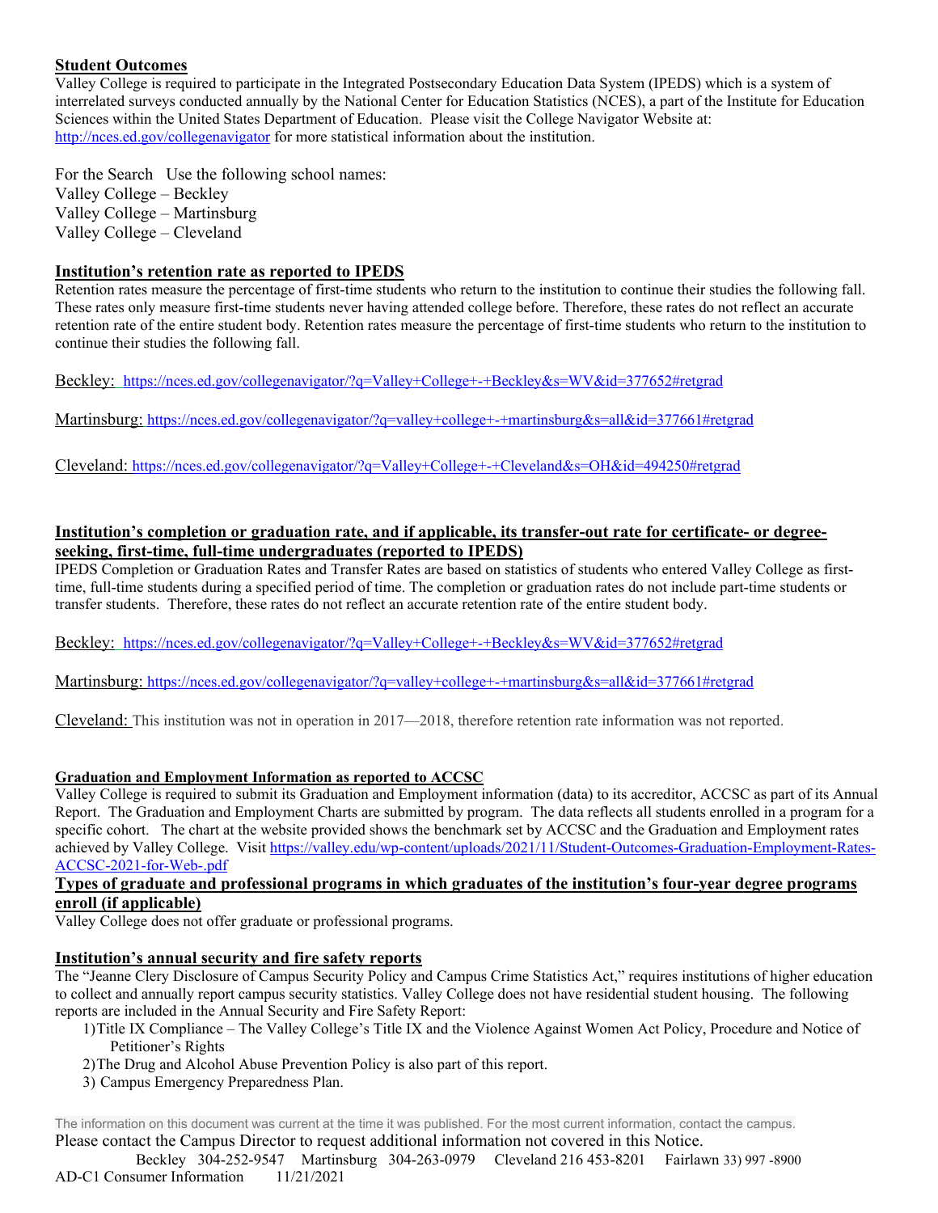## Student Outcomes

Valley College is required to participate in the Integrated Postsecondary Education Data System (IPEDS) which is a system of interrelated surveys conducted annually by the National Center for Education Statistics (NCES), a part of the Institute for Education Sciences within the United States Department of Education. Please visit the College Navigator Website at: http://nces.ed.gov/collegenavigator for more statistical information about the institution.

For the Search Use the following school names:
Valley College – Beckley
Valley College – Martinsburg
Valley College – Cleveland

## Institution's retention rate as reported to IPEDS

Retention rates measure the percentage of first-time students who return to the institution to continue their studies the following fall. These rates only measure first-time students never having attended college before. Therefore, these rates do not reflect an accurate retention rate of the entire student body. Retention rates measure the percentage of first-time students who return to the institution to continue their studies the following fall.

Beckley: https://nces.ed.gov/collegenavigator/?q=Valley+College+-+Beckley&s=WV&id=377652#retgrad

Martinsburg: https://nces.ed.gov/collegenavigator/?q=valley+college+-+martinsburg&s=all&id=377661#retgrad

Cleveland: https://nces.ed.gov/collegenavigator/?q=Valley+College+-+Cleveland&s=OH&id=494250#retgrad

## Institution's completion or graduation rate, and if applicable, its transfer-out rate for certificate- or degree-seeking, first-time, full-time undergraduates (reported to IPEDS)

IPEDS Completion or Graduation Rates and Transfer Rates are based on statistics of students who entered Valley College as first-time, full-time students during a specified period of time. The completion or graduation rates do not include part-time students or transfer students. Therefore, these rates do not reflect an accurate retention rate of the entire student body.

Beckley: https://nces.ed.gov/collegenavigator/?q=Valley+College+-+Beckley&s=WV&id=377652#retgrad

Martinsburg: https://nces.ed.gov/collegenavigator/?q=valley+college+-+martinsburg&s=all&id=377661#retgrad

Cleveland: This institution was not in operation in 2017—2018, therefore retention rate information was not reported.

### Graduation and Employment Information as reported to ACCSC

Valley College is required to submit its Graduation and Employment information (data) to its accreditor, ACCSC as part of its Annual Report. The Graduation and Employment Charts are submitted by program. The data reflects all students enrolled in a program for a specific cohort. The chart at the website provided shows the benchmark set by ACCSC and the Graduation and Employment rates achieved by Valley College. Visit https://valley.edu/wp-content/uploads/2021/11/Student-Outcomes-Graduation-Employment-Rates-ACCSC-2021-for-Web-.pdf

## Types of graduate and professional programs in which graduates of the institution's four-year degree programs enroll (if applicable)

Valley College does not offer graduate or professional programs.

## Institution's annual security and fire safety reports

The "Jeanne Clery Disclosure of Campus Security Policy and Campus Crime Statistics Act," requires institutions of higher education to collect and annually report campus security statistics. Valley College does not have residential student housing. The following reports are included in the Annual Security and Fire Safety Report:

1) Title IX Compliance – The Valley College's Title IX and the Violence Against Women Act Policy, Procedure and Notice of Petitioner's Rights
2) The Drug and Alcohol Abuse Prevention Policy is also part of this report.
3) Campus Emergency Preparedness Plan.

The information on this document was current at the time it was published. For the most current information, contact the campus.
Please contact the Campus Director to request additional information not covered in this Notice.
Beckley 304-252-9547 Martinsburg 304-263-0979 Cleveland 216 453-8201 Fairlawn 33) 997 -8900
AD-C1 Consumer Information 11/21/2021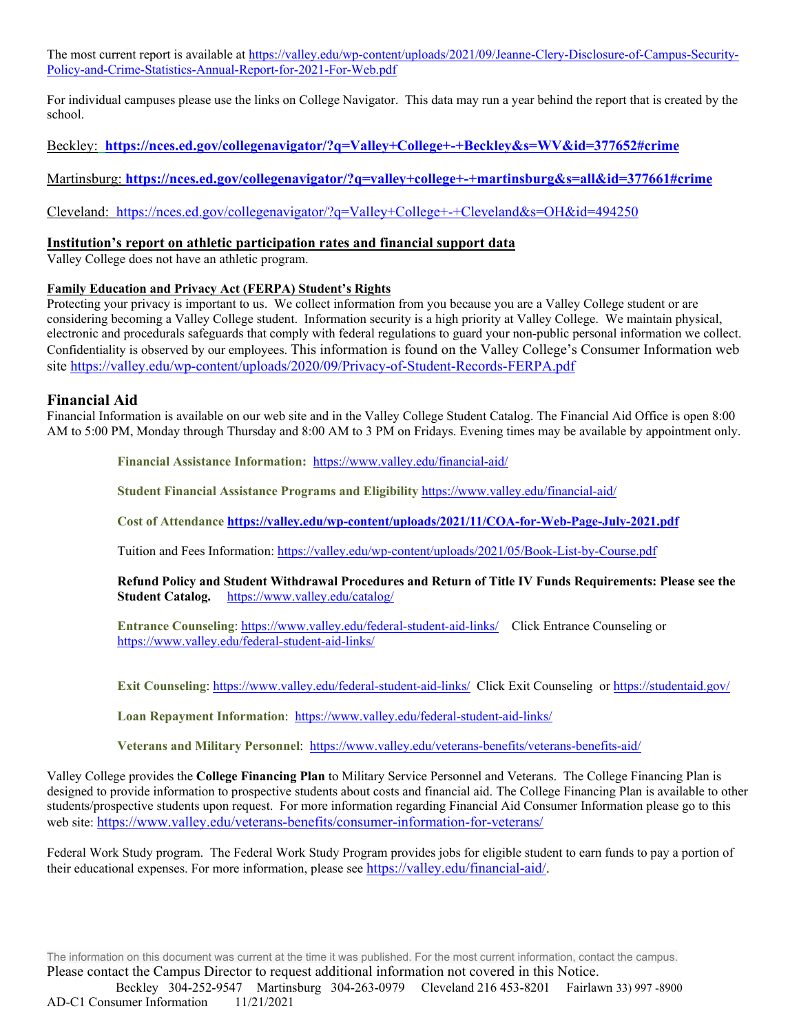The most current report is available at https://valley.edu/wp-content/uploads/2021/09/Jeanne-Clery-Disclosure-of-Campus-Security-Policy-and-Crime-Statistics-Annual-Report-for-2021-For-Web.pdf

For individual campuses please use the links on College Navigator. This data may run a year behind the report that is created by the school.

Beckley: **https://nces.ed.gov/collegenavigator/?q=Valley+College+-+Beckley&s=WV&id=377652#crime**

Martinsburg: **https://nces.ed.gov/collegenavigator/?q=valley+college+-+martinsburg&s=all&id=377661#crime**

Cleveland: https://nces.ed.gov/collegenavigator/?q=Valley+College+-+Cleveland&s=OH&id=494250

**Institution's report on athletic participation rates and financial support data**

Valley College does not have an athletic program.

**Family Education and Privacy Act (FERPA) Student's Rights**

Protecting your privacy is important to us. We collect information from you because you are a Valley College student or are considering becoming a Valley College student. Information security is a high priority at Valley College. We maintain physical, electronic and procedurals safeguards that comply with federal regulations to guard your non-public personal information we collect. Confidentiality is observed by our employees. This information is found on the Valley College's Consumer Information web site https://valley.edu/wp-content/uploads/2020/09/Privacy-of-Student-Records-FERPA.pdf

## Financial Aid

Financial Information is available on our web site and in the Valley College Student Catalog. The Financial Aid Office is open 8:00 AM to 5:00 PM, Monday through Thursday and 8:00 AM to 3 PM on Fridays. Evening times may be available by appointment only.

**Financial Assistance Information:** https://www.valley.edu/financial-aid/

**Student Financial Assistance Programs and Eligibility** https://www.valley.edu/financial-aid/

**Cost of Attendance** **https://valley.edu/wp-content/uploads/2021/11/COA-for-Web-Page-July-2021.pdf**

Tuition and Fees Information: https://valley.edu/wp-content/uploads/2021/05/Book-List-by-Course.pdf

**Refund Policy and Student Withdrawal Procedures and Return of Title IV Funds Requirements: Please see the Student Catalog.** https://www.valley.edu/catalog/

**Entrance Counseling**: https://www.valley.edu/federal-student-aid-links/ Click Entrance Counseling or https://www.valley.edu/federal-student-aid-links/

**Exit Counseling**: https://www.valley.edu/federal-student-aid-links/ Click Exit Counseling or https://studentaid.gov/

**Loan Repayment Information**: https://www.valley.edu/federal-student-aid-links/

**Veterans and Military Personnel**: https://www.valley.edu/veterans-benefits/veterans-benefits-aid/

Valley College provides the **College Financing Plan** to Military Service Personnel and Veterans. The College Financing Plan is designed to provide information to prospective students about costs and financial aid. The College Financing Plan is available to other students/prospective students upon request. For more information regarding Financial Aid Consumer Information please go to this web site: https://www.valley.edu/veterans-benefits/consumer-information-for-veterans/

Federal Work Study program. The Federal Work Study Program provides jobs for eligible student to earn funds to pay a portion of their educational expenses. For more information, please see https://valley.edu/financial-aid/.

The information on this document was current at the time it was published. For the most current information, contact the campus.

Please contact the Campus Director to request additional information not covered in this Notice.

Beckley 304-252-9547 Martinsburg 304-263-0979 Cleveland 216 453-8201 Fairlawn 33) 997 -8900

AD-C1 Consumer Information 11/21/2021